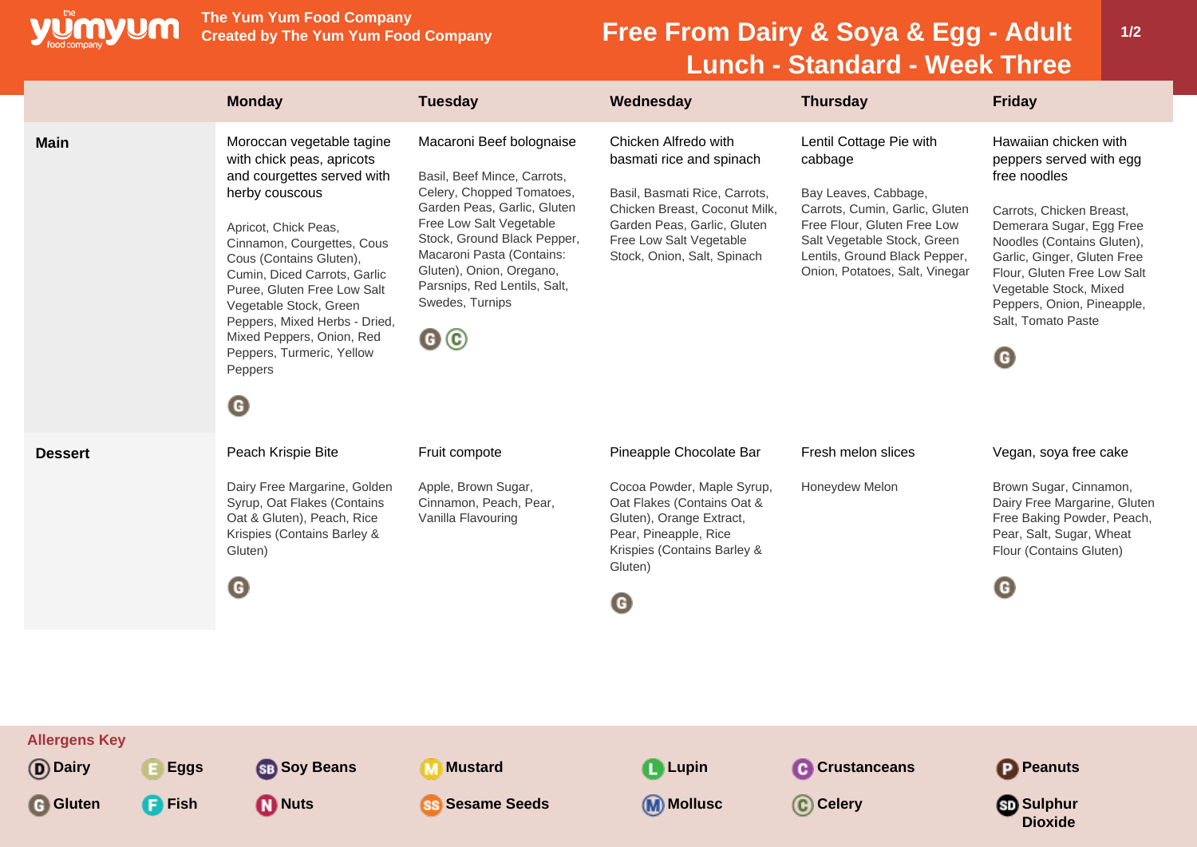The Yum Yum Food Company
Created by The Yum Yum Food Company

# Free From Dairy & Soya & Egg - Adult Lunch - Standard - Week Three

| | Monday | Tuesday | Wednesday | Thursday | Friday |
|---|---|---|---|---|---|
| **Main** | Moroccan vegetable tagine with chick peas, apricots and courgettes served with herby couscous<br><br>Apricot, Chick Peas, Cinnamon, Courgettes, Cous Cous (Contains Gluten), Cumin, Diced Carrots, Garlic Puree, Gluten Free Low Salt Vegetable Stock, Green Peppers, Mixed Herbs - Dried, Mixed Peppers, Onion, Red Peppers, Turmeric, Yellow Peppers<br><br>G | Macaroni Beef bolognaise<br><br>Basil, Beef Mince, Carrots, Celery, Chopped Tomatoes, Garden Peas, Garlic, Gluten Free Low Salt Vegetable Stock, Ground Black Pepper, Macaroni Pasta (Contains: Gluten), Onion, Oregano, Parsnips, Red Lentils, Salt, Swedes, Turnips<br><br>G C | Chicken Alfredo with basmati rice and spinach<br><br>Basil, Basmati Rice, Carrots, Chicken Breast, Coconut Milk, Garden Peas, Garlic, Gluten Free Low Salt Vegetable Stock, Onion, Salt, Spinach | Lentil Cottage Pie with cabbage<br><br>Bay Leaves, Cabbage, Carrots, Cumin, Garlic, Gluten Free Flour, Gluten Free Low Salt Vegetable Stock, Green Lentils, Ground Black Pepper, Onion, Potatoes, Salt, Vinegar | Hawaiian chicken with peppers served with egg free noodles<br><br>Carrots, Chicken Breast, Demerara Sugar, Egg Free Noodles (Contains Gluten), Garlic, Ginger, Gluten Free Flour, Gluten Free Low Salt Vegetable Stock, Mixed Peppers, Onion, Pineapple, Salt, Tomato Paste<br><br>G |
| **Dessert** | Peach Krispie Bite<br><br>Dairy Free Margarine, Golden Syrup, Oat Flakes (Contains Oat & Gluten), Peach, Rice Krispies (Contains Barley & Gluten)<br><br>G | Fruit compote<br><br>Apple, Brown Sugar, Cinnamon, Peach, Pear, Vanilla Flavouring | Pineapple Chocolate Bar<br><br>Cocoa Powder, Maple Syrup, Oat Flakes (Contains Oat & Gluten), Orange Extract, Pear, Pineapple, Rice Krispies (Contains Barley & Gluten)<br><br>G | Fresh melon slices<br><br>Honeydew Melon | Vegan, soya free cake<br><br>Brown Sugar, Cinnamon, Dairy Free Margarine, Gluten Free Baking Powder, Peach, Pear, Salt, Sugar, Wheat Flour (Contains Gluten)<br><br>G |

**Allergens Key**

D Dairy, E Eggs, SB Soy Beans, M Mustard, L Lupin, C Crustaceans, P Peanuts, G Gluten, F Fish, N Nuts, SS Sesame Seeds, M Mollusc, C Celery, SD Sulphur Dioxide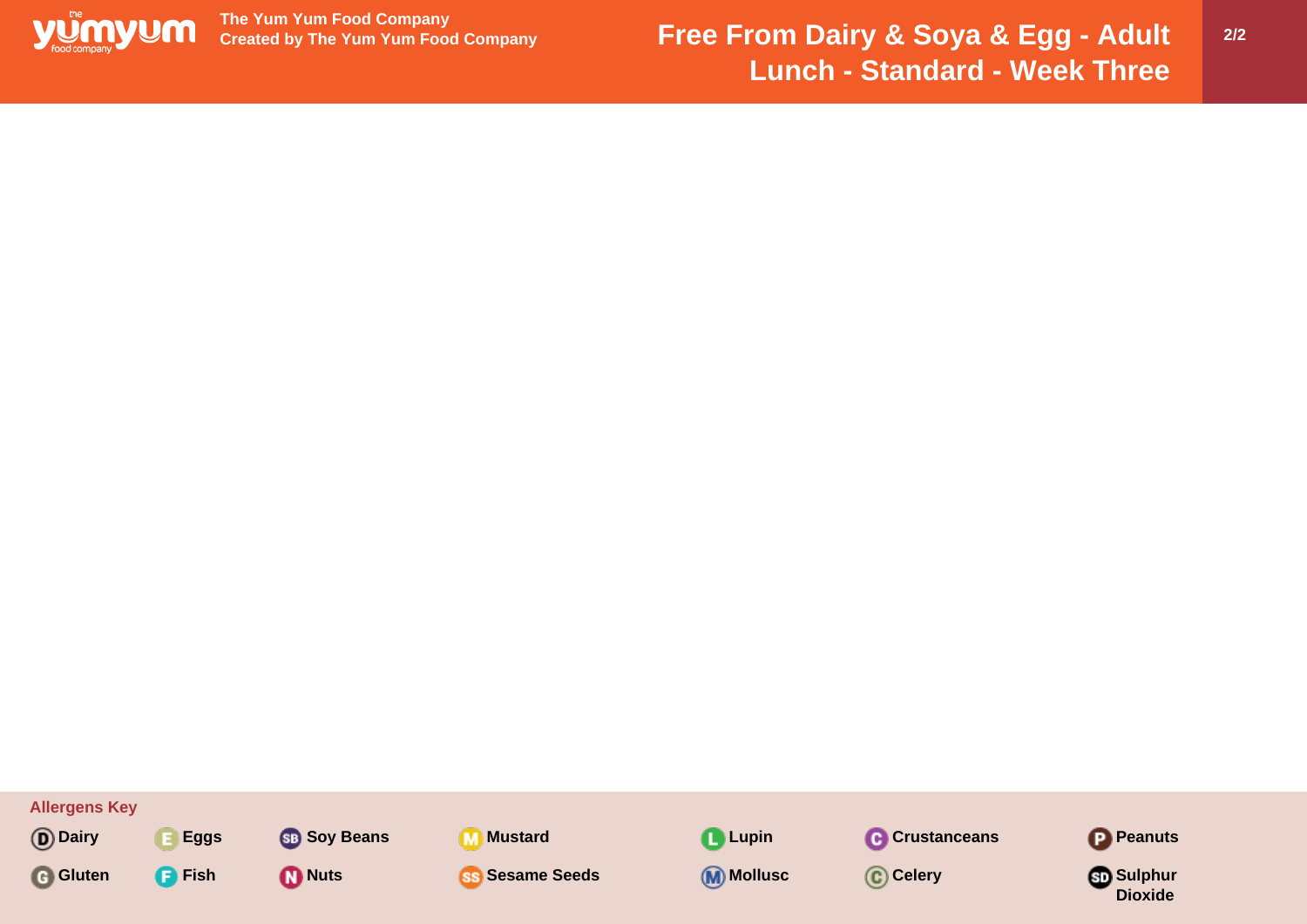## Allergens Key

| | | | | | | |
|---|---|---|---|---|---|---|
| D Dairy | E Eggs | SB Soy Beans | M Mustard | L Lupin | C Crustanceans | P Peanuts |
| G Gluten | F Fish | N Nuts | SS Sesame Seeds | M Mollusc | C Celery | SD Sulphur Dioxide |